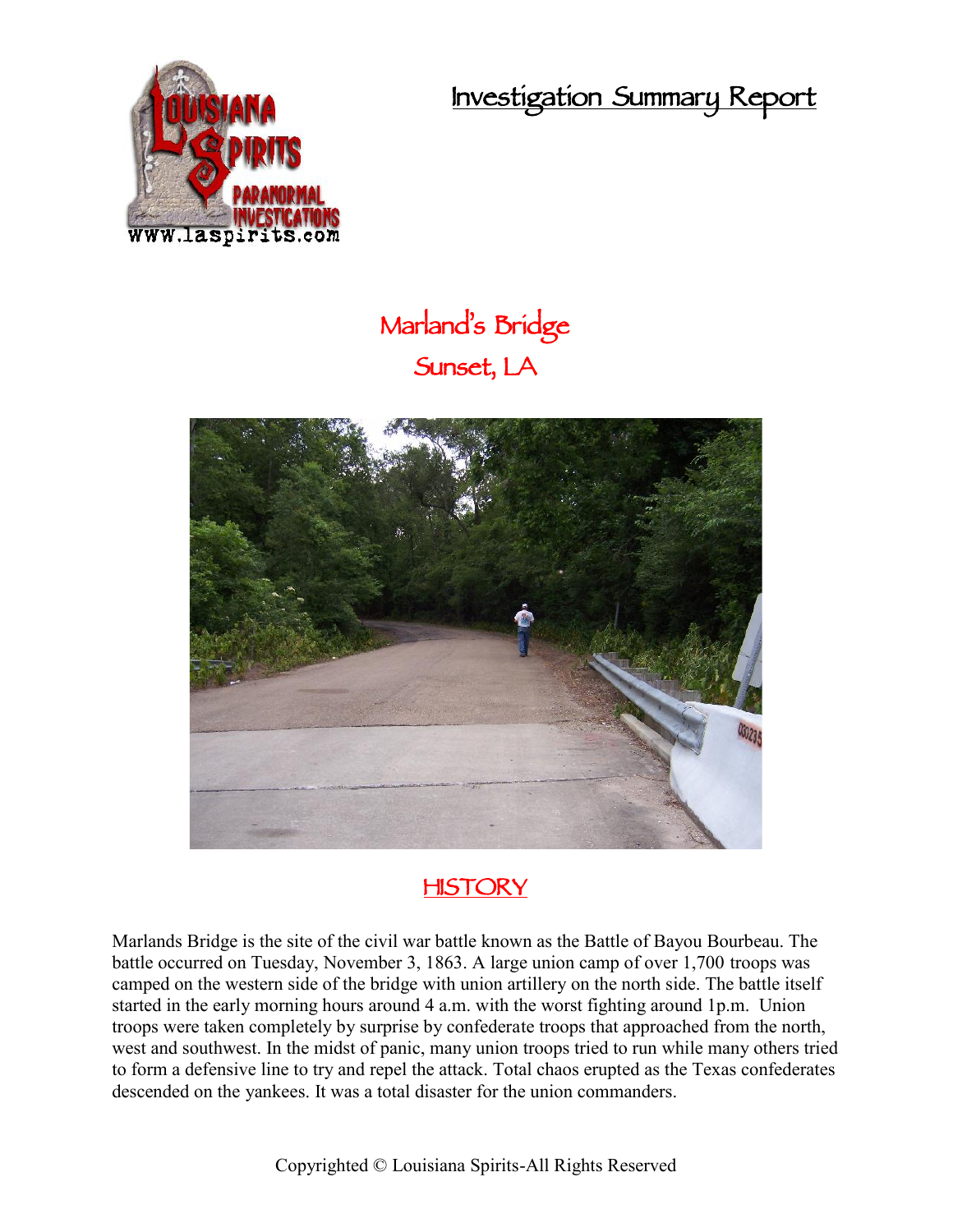# Investigation Summary Report

## Marland's Bridge
## Sunset, LA

## HISTORY

Marlands Bridge is the site of the civil war battle known as the Battle of Bayou Bourbeau. The battle occurred on Tuesday, November 3, 1863. A large union camp of over 1,700 troops was camped on the western side of the bridge with union artillery on the north side. The battle itself started in the early morning hours around 4 a.m. with the worst fighting around 1p.m. Union troops were taken completely by surprise by confederate troops that approached from the north, west and southwest. In the midst of panic, many union troops tried to run while many others tried to form a defensive line to try and repel the attack. Total chaos erupted as the Texas confederates descended on the yankees. It was a total disaster for the union commanders.

Copyrighted © Louisiana Spirits-All Rights Reserved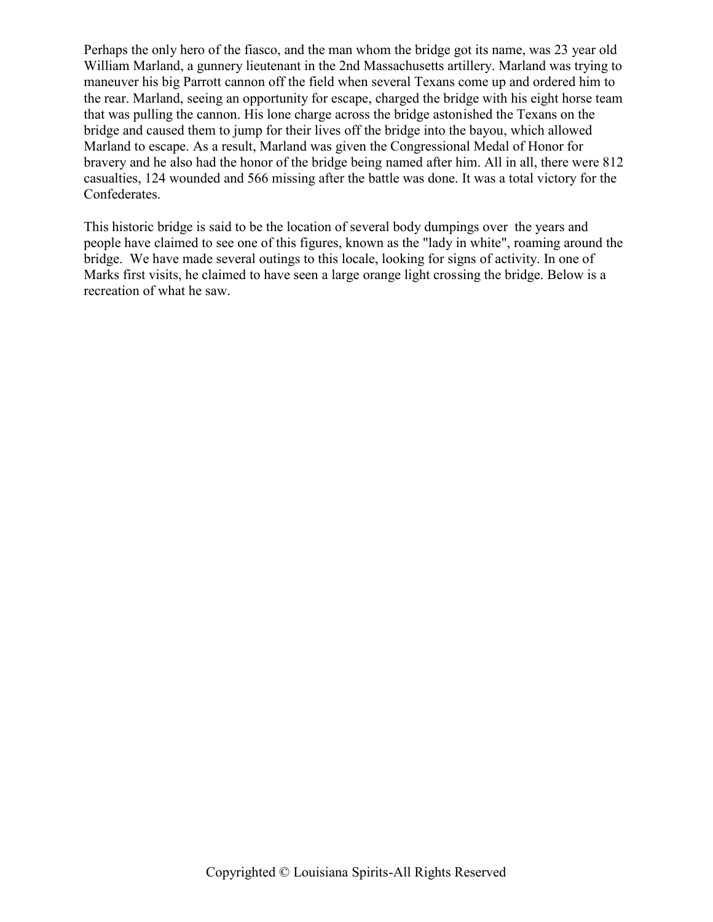Perhaps the only hero of the fiasco, and the man whom the bridge got its name, was 23 year old William Marland, a gunnery lieutenant in the 2nd Massachusetts artillery. Marland was trying to maneuver his big Parrott cannon off the field when several Texans come up and ordered him to the rear. Marland, seeing an opportunity for escape, charged the bridge with his eight horse team that was pulling the cannon. His lone charge across the bridge astonished the Texans on the bridge and caused them to jump for their lives off the bridge into the bayou, which allowed Marland to escape. As a result, Marland was given the Congressional Medal of Honor for bravery and he also had the honor of the bridge being named after him. All in all, there were 812 casualties, 124 wounded and 566 missing after the battle was done. It was a total victory for the Confederates.

This historic bridge is said to be the location of several body dumpings over the years and people have claimed to see one of this figures, known as the "lady in white", roaming around the bridge. We have made several outings to this locale, looking for signs of activity. In one of Marks first visits, he claimed to have seen a large orange light crossing the bridge. Below is a recreation of what he saw.